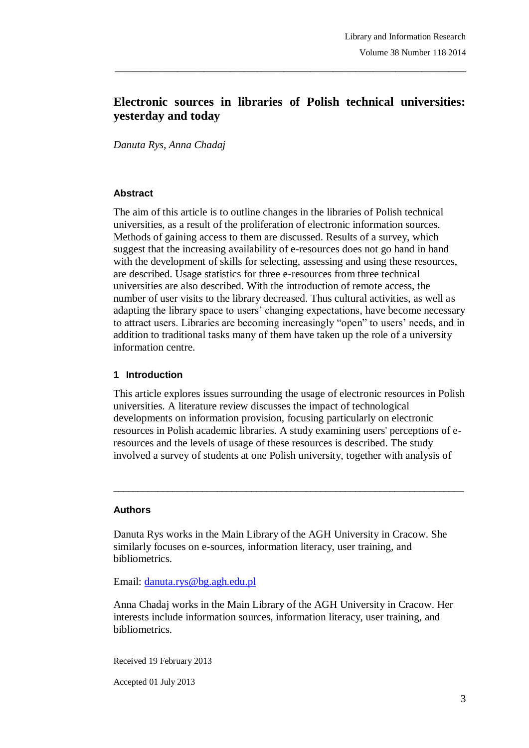# Electronic sources in libraries of Polish technical universities: yesterday and today

*Danuta Rys, Anna Chadaj*

## Abstract

The aim of this article is to outline changes in the libraries of Polish technical universities, as a result of the proliferation of electronic information sources. Methods of gaining access to them are discussed. Results of a survey, which suggest that the increasing availability of e-resources does not go hand in hand with the development of skills for selecting, assessing and using these resources, are described. Usage statistics for three e-resources from three technical universities are also described. With the introduction of remote access, the number of user visits to the library decreased. Thus cultural activities, as well as adapting the library space to users' changing expectations, have become necessary to attract users. Libraries are becoming increasingly "open" to users' needs, and in addition to traditional tasks many of them have taken up the role of a university information centre.

## 1 Introduction

This article explores issues surrounding the usage of electronic resources in Polish universities. A literature review discusses the impact of technological developments on information provision, focusing particularly on electronic resources in Polish academic libraries. A study examining users' perceptions of e-resources and the levels of usage of these resources is described. The study involved a survey of students at one Polish university, together with analysis of

---

### Authors

Danuta Rys works in the Main Library of the AGH University in Cracow. She similarly focuses on e-sources, information literacy, user training, and bibliometrics.

Email: danuta.rys@bg.agh.edu.pl

Anna Chadaj works in the Main Library of the AGH University in Cracow. Her interests include information sources, information literacy, user training, and bibliometrics.

Received 19 February 2013

Accepted 01 July 2013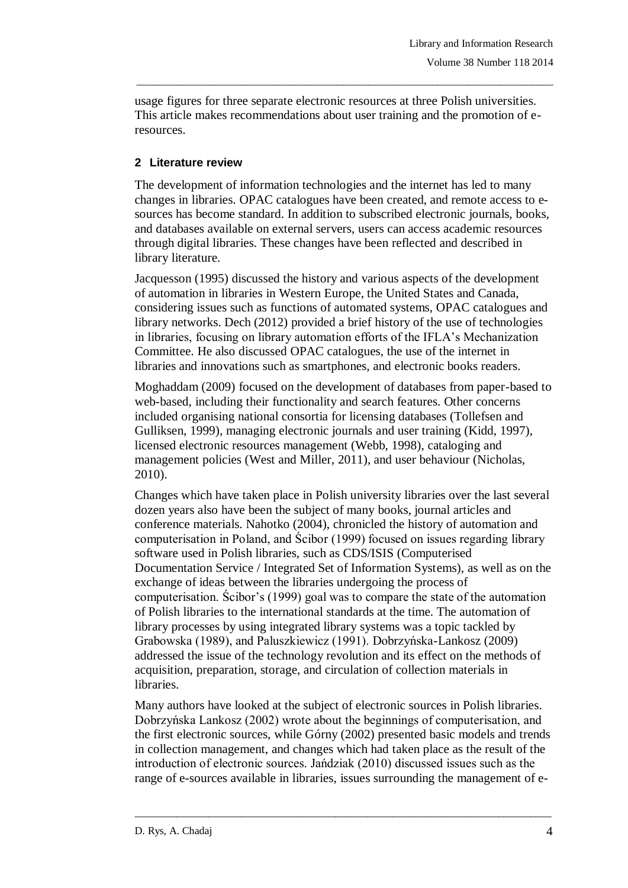usage figures for three separate electronic resources at three Polish universities. This article makes recommendations about user training and the promotion of e-resources.

## 2 Literature review

The development of information technologies and the internet has led to many changes in libraries. OPAC catalogues have been created, and remote access to e-sources has become standard. In addition to subscribed electronic journals, books, and databases available on external servers, users can access academic resources through digital libraries. These changes have been reflected and described in library literature.

Jacquesson (1995) discussed the history and various aspects of the development of automation in libraries in Western Europe, the United States and Canada, considering issues such as functions of automated systems, OPAC catalogues and library networks. Dech (2012) provided a brief history of the use of technologies in libraries, focusing on library automation efforts of the IFLA's Mechanization Committee. He also discussed OPAC catalogues, the use of the internet in libraries and innovations such as smartphones, and electronic books readers.

Moghaddam (2009) focused on the development of databases from paper-based to web-based, including their functionality and search features. Other concerns included organising national consortia for licensing databases (Tollefsen and Gulliksen, 1999), managing electronic journals and user training (Kidd, 1997), licensed electronic resources management (Webb, 1998), cataloging and management policies (West and Miller, 2011), and user behaviour (Nicholas, 2010).

Changes which have taken place in Polish university libraries over the last several dozen years also have been the subject of many books, journal articles and conference materials. Nahotko (2004), chronicled the history of automation and computerisation in Poland, and Ścibor (1999) focused on issues regarding library software used in Polish libraries, such as CDS/ISIS (Computerised Documentation Service / Integrated Set of Information Systems), as well as on the exchange of ideas between the libraries undergoing the process of computerisation. Ścibor's (1999) goal was to compare the state of the automation of Polish libraries to the international standards at the time. The automation of library processes by using integrated library systems was a topic tackled by Grabowska (1989), and Paluszkiewicz (1991). Dobrzyńska-Lankosz (2009) addressed the issue of the technology revolution and its effect on the methods of acquisition, preparation, storage, and circulation of collection materials in libraries.

Many authors have looked at the subject of electronic sources in Polish libraries. Dobrzyńska Lankosz (2002) wrote about the beginnings of computerisation, and the first electronic sources, while Górny (2002) presented basic models and trends in collection management, and changes which had taken place as the result of the introduction of electronic sources. Jańdziak (2010) discussed issues such as the range of e-sources available in libraries, issues surrounding the management of e-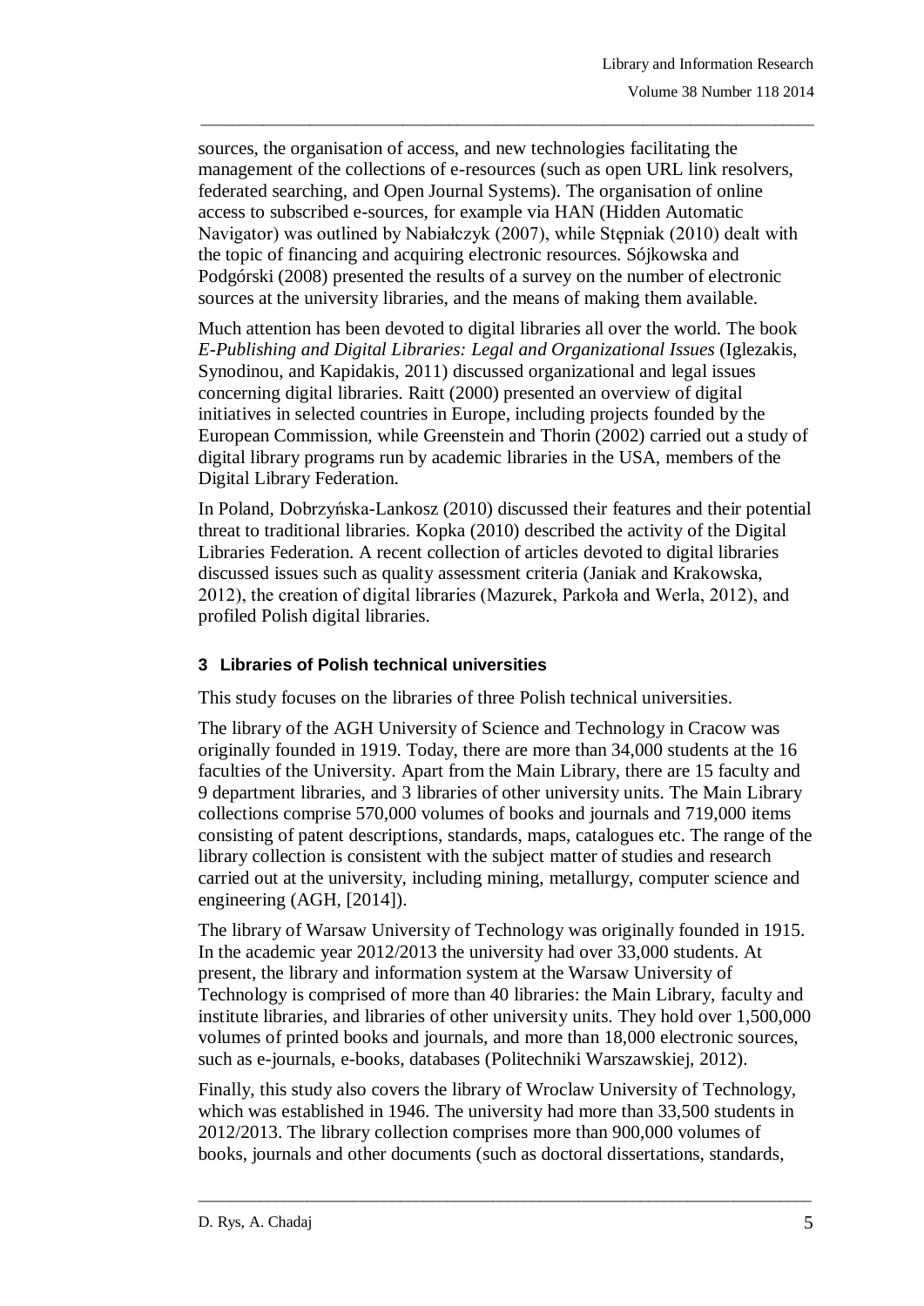sources, the organisation of access, and new technologies facilitating the management of the collections of e-resources (such as open URL link resolvers, federated searching, and Open Journal Systems). The organisation of online access to subscribed e-sources, for example via HAN (Hidden Automatic Navigator) was outlined by Nabiałczyk (2007), while Stępniak (2010) dealt with the topic of financing and acquiring electronic resources. Sójkowska and Podgórski (2008) presented the results of a survey on the number of electronic sources at the university libraries, and the means of making them available.

Much attention has been devoted to digital libraries all over the world. The book *E-Publishing and Digital Libraries: Legal and Organizational Issues* (Iglezakis, Synodinou, and Kapidakis, 2011) discussed organizational and legal issues concerning digital libraries. Raitt (2000) presented an overview of digital initiatives in selected countries in Europe, including projects founded by the European Commission, while Greenstein and Thorin (2002) carried out a study of digital library programs run by academic libraries in the USA, members of the Digital Library Federation.

In Poland, Dobrzyńska-Lankosz (2010) discussed their features and their potential threat to traditional libraries. Kopka (2010) described the activity of the Digital Libraries Federation. A recent collection of articles devoted to digital libraries discussed issues such as quality assessment criteria (Janiak and Krakowska, 2012), the creation of digital libraries (Mazurek, Parkoła and Werla, 2012), and profiled Polish digital libraries.

## 3 Libraries of Polish technical universities

This study focuses on the libraries of three Polish technical universities.

The library of the AGH University of Science and Technology in Cracow was originally founded in 1919. Today, there are more than 34,000 students at the 16 faculties of the University. Apart from the Main Library, there are 15 faculty and 9 department libraries, and 3 libraries of other university units. The Main Library collections comprise 570,000 volumes of books and journals and 719,000 items consisting of patent descriptions, standards, maps, catalogues etc. The range of the library collection is consistent with the subject matter of studies and research carried out at the university, including mining, metallurgy, computer science and engineering (AGH, [2014]).

The library of Warsaw University of Technology was originally founded in 1915. In the academic year 2012/2013 the university had over 33,000 students. At present, the library and information system at the Warsaw University of Technology is comprised of more than 40 libraries: the Main Library, faculty and institute libraries, and libraries of other university units. They hold over 1,500,000 volumes of printed books and journals, and more than 18,000 electronic sources, such as e-journals, e-books, databases (Politechniki Warszawskiej, 2012).

Finally, this study also covers the library of Wroclaw University of Technology, which was established in 1946. The university had more than 33,500 students in 2012/2013. The library collection comprises more than 900,000 volumes of books, journals and other documents (such as doctoral dissertations, standards,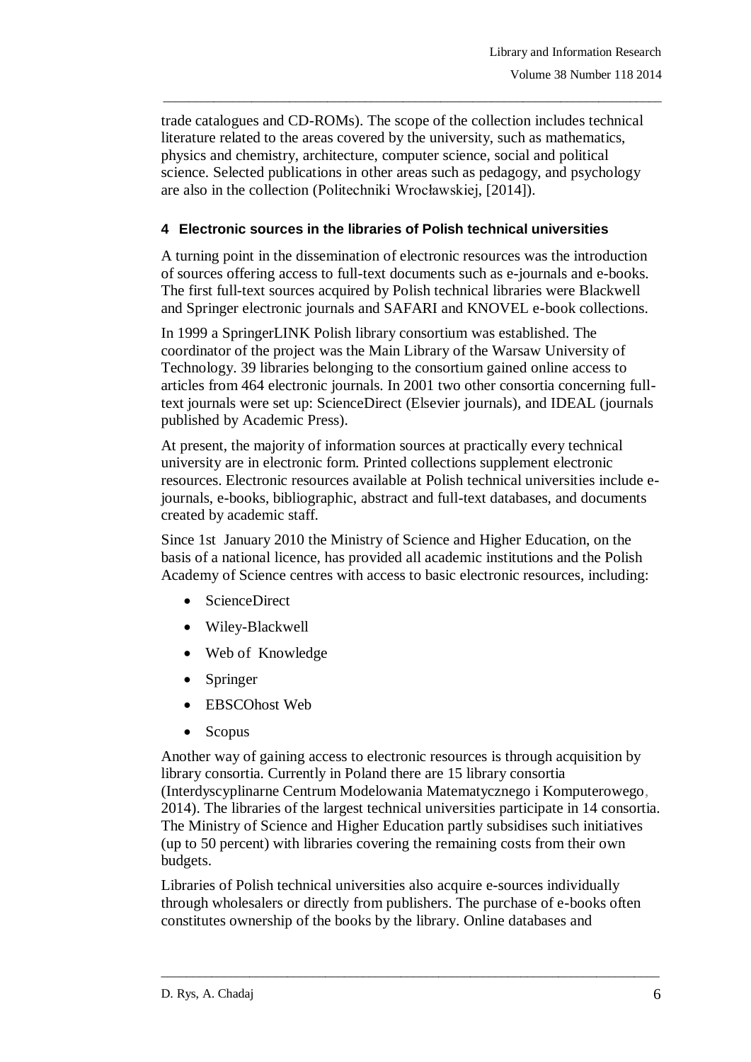trade catalogues and CD-ROMs). The scope of the collection includes technical literature related to the areas covered by the university, such as mathematics, physics and chemistry, architecture, computer science, social and political science. Selected publications in other areas such as pedagogy, and psychology are also in the collection (Politechniki Wrocławskiej, [2014]).

## 4 Electronic sources in the libraries of Polish technical universities

A turning point in the dissemination of electronic resources was the introduction of sources offering access to full-text documents such as e-journals and e-books. The first full-text sources acquired by Polish technical libraries were Blackwell and Springer electronic journals and SAFARI and KNOVEL e-book collections.

In 1999 a SpringerLINK Polish library consortium was established. The coordinator of the project was the Main Library of the Warsaw University of Technology. 39 libraries belonging to the consortium gained online access to articles from 464 electronic journals. In 2001 two other consortia concerning full-text journals were set up: ScienceDirect (Elsevier journals), and IDEAL (journals published by Academic Press).

At present, the majority of information sources at practically every technical university are in electronic form. Printed collections supplement electronic resources. Electronic resources available at Polish technical universities include e-journals, e-books, bibliographic, abstract and full-text databases, and documents created by academic staff.

Since 1st January 2010 the Ministry of Science and Higher Education, on the basis of a national licence, has provided all academic institutions and the Polish Academy of Science centres with access to basic electronic resources, including:

- ScienceDirect
- Wiley-Blackwell
- Web of Knowledge
- Springer
- EBSCOhost Web
- Scopus

Another way of gaining access to electronic resources is through acquisition by library consortia. Currently in Poland there are 15 library consortia (Interdyscyplinarne Centrum Modelowania Matematycznego i Komputerowego, 2014). The libraries of the largest technical universities participate in 14 consortia. The Ministry of Science and Higher Education partly subsidises such initiatives (up to 50 percent) with libraries covering the remaining costs from their own budgets.

Libraries of Polish technical universities also acquire e-sources individually through wholesalers or directly from publishers. The purchase of e-books often constitutes ownership of the books by the library. Online databases and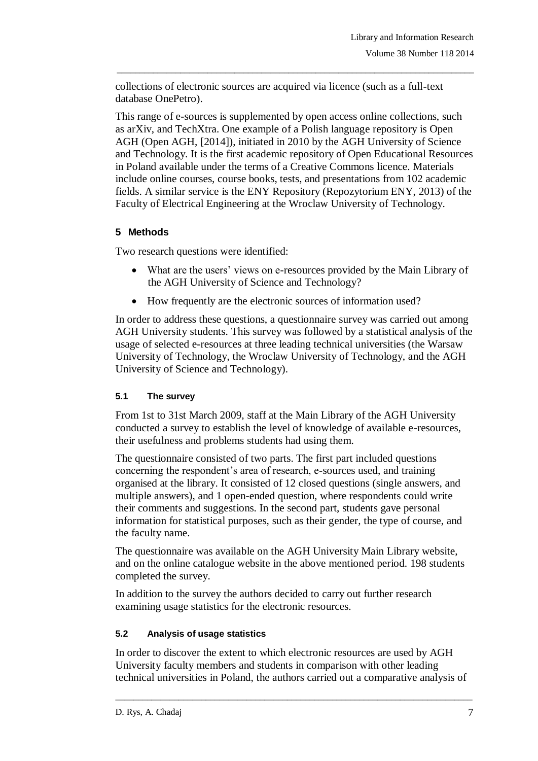collections of electronic sources are acquired via licence (such as a full-text database OnePetro).

This range of e-sources is supplemented by open access online collections, such as arXiv, and TechXtra. One example of a Polish language repository is Open AGH (Open AGH, [2014]), initiated in 2010 by the AGH University of Science and Technology. It is the first academic repository of Open Educational Resources in Poland available under the terms of a Creative Commons licence. Materials include online courses, course books, tests, and presentations from 102 academic fields. A similar service is the ENY Repository (Repozytorium ENY, 2013) of the Faculty of Electrical Engineering at the Wroclaw University of Technology.

## 5 Methods

Two research questions were identified:

- What are the users' views on e-resources provided by the Main Library of the AGH University of Science and Technology?
- How frequently are the electronic sources of information used?

In order to address these questions, a questionnaire survey was carried out among AGH University students. This survey was followed by a statistical analysis of the usage of selected e-resources at three leading technical universities (the Warsaw University of Technology, the Wroclaw University of Technology, and the AGH University of Science and Technology).

### 5.1 The survey

From 1st to 31st March 2009, staff at the Main Library of the AGH University conducted a survey to establish the level of knowledge of available e-resources, their usefulness and problems students had using them.

The questionnaire consisted of two parts. The first part included questions concerning the respondent's area of research, e-sources used, and training organised at the library. It consisted of 12 closed questions (single answers, and multiple answers), and 1 open-ended question, where respondents could write their comments and suggestions. In the second part, students gave personal information for statistical purposes, such as their gender, the type of course, and the faculty name.

The questionnaire was available on the AGH University Main Library website, and on the online catalogue website in the above mentioned period. 198 students completed the survey.

In addition to the survey the authors decided to carry out further research examining usage statistics for the electronic resources.

### 5.2 Analysis of usage statistics

In order to discover the extent to which electronic resources are used by AGH University faculty members and students in comparison with other leading technical universities in Poland, the authors carried out a comparative analysis of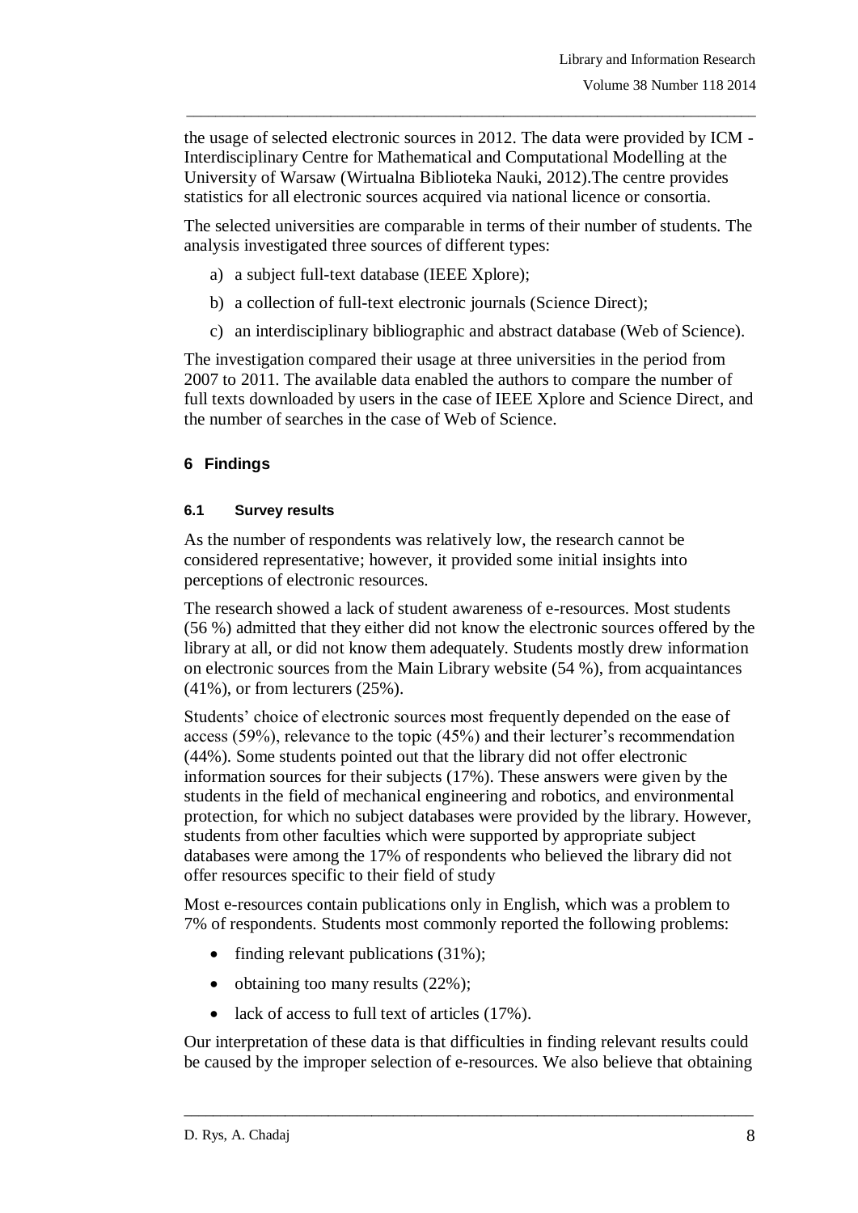the usage of selected electronic sources in 2012. The data were provided by ICM - Interdisciplinary Centre for Mathematical and Computational Modelling at the University of Warsaw (Wirtualna Biblioteka Nauki, 2012).The centre provides statistics for all electronic sources acquired via national licence or consortia.

The selected universities are comparable in terms of their number of students. The analysis investigated three sources of different types:

a) a subject full-text database (IEEE Xplore);

b) a collection of full-text electronic journals (Science Direct);

c) an interdisciplinary bibliographic and abstract database (Web of Science).

The investigation compared their usage at three universities in the period from 2007 to 2011. The available data enabled the authors to compare the number of full texts downloaded by users in the case of IEEE Xplore and Science Direct, and the number of searches in the case of Web of Science.

## 6 Findings

### 6.1 Survey results

As the number of respondents was relatively low, the research cannot be considered representative; however, it provided some initial insights into perceptions of electronic resources.

The research showed a lack of student awareness of e-resources. Most students (56 %) admitted that they either did not know the electronic sources offered by the library at all, or did not know them adequately. Students mostly drew information on electronic sources from the Main Library website (54 %), from acquaintances (41%), or from lecturers (25%).

Students' choice of electronic sources most frequently depended on the ease of access (59%), relevance to the topic (45%) and their lecturer's recommendation (44%). Some students pointed out that the library did not offer electronic information sources for their subjects (17%). These answers were given by the students in the field of mechanical engineering and robotics, and environmental protection, for which no subject databases were provided by the library. However, students from other faculties which were supported by appropriate subject databases were among the 17% of respondents who believed the library did not offer resources specific to their field of study

Most e-resources contain publications only in English, which was a problem to 7% of respondents. Students most commonly reported the following problems:

- finding relevant publications (31%);
- obtaining too many results (22%);
- lack of access to full text of articles (17%).

Our interpretation of these data is that difficulties in finding relevant results could be caused by the improper selection of e-resources. We also believe that obtaining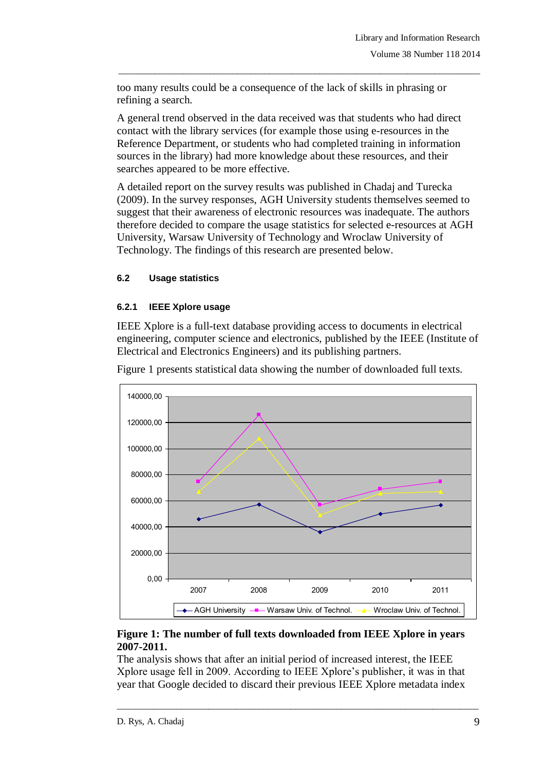too many results could be a consequence of the lack of skills in phrasing or refining a search.

A general trend observed in the data received was that students who had direct contact with the library services (for example those using e-resources in the Reference Department, or students who had completed training in information sources in the library) had more knowledge about these resources, and their searches appeared to be more effective.

A detailed report on the survey results was published in Chadaj and Turecka (2009). In the survey responses, AGH University students themselves seemed to suggest that their awareness of electronic resources was inadequate. The authors therefore decided to compare the usage statistics for selected e-resources at AGH University, Warsaw University of Technology and Wroclaw University of Technology. The findings of this research are presented below.

## 6.2 Usage statistics

### 6.2.1 IEEE Xplore usage

IEEE Xplore is a full-text database providing access to documents in electrical engineering, computer science and electronics, published by the IEEE (Institute of Electrical and Electronics Engineers) and its publishing partners.

Figure 1 presents statistical data showing the number of downloaded full texts.

**Figure 1: The number of full texts downloaded from IEEE Xplore in years 2007-2011.**

The analysis shows that after an initial period of increased interest, the IEEE Xplore usage fell in 2009. According to IEEE Xplore's publisher, it was in that year that Google decided to discard their previous IEEE Xplore metadata index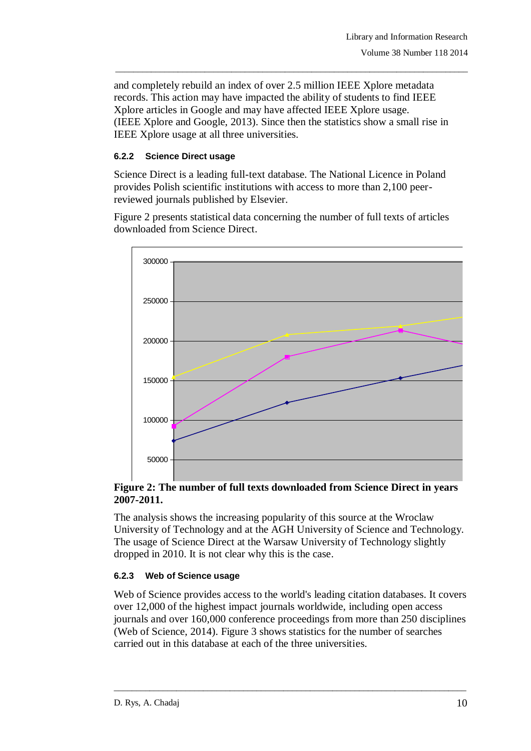and completely rebuild an index of over 2.5 million IEEE Xplore metadata records. This action may have impacted the ability of students to find IEEE Xplore articles in Google and may have affected IEEE Xplore usage. (IEEE Xplore and Google, 2013). Since then the statistics show a small rise in IEEE Xplore usage at all three universities.

#### 6.2.2 Science Direct usage

Science Direct is a leading full-text database. The National Licence in Poland provides Polish scientific institutions with access to more than 2,100 peer-reviewed journals published by Elsevier.

Figure 2 presents statistical data concerning the number of full texts of articles downloaded from Science Direct.

**Figure 2: The number of full texts downloaded from Science Direct in years 2007-2011.**

The analysis shows the increasing popularity of this source at the Wroclaw University of Technology and at the AGH University of Science and Technology. The usage of Science Direct at the Warsaw University of Technology slightly dropped in 2010. It is not clear why this is the case.

#### 6.2.3 Web of Science usage

Web of Science provides access to the world's leading citation databases. It covers over 12,000 of the highest impact journals worldwide, including open access journals and over 160,000 conference proceedings from more than 250 disciplines (Web of Science, 2014). Figure 3 shows statistics for the number of searches carried out in this database at each of the three universities.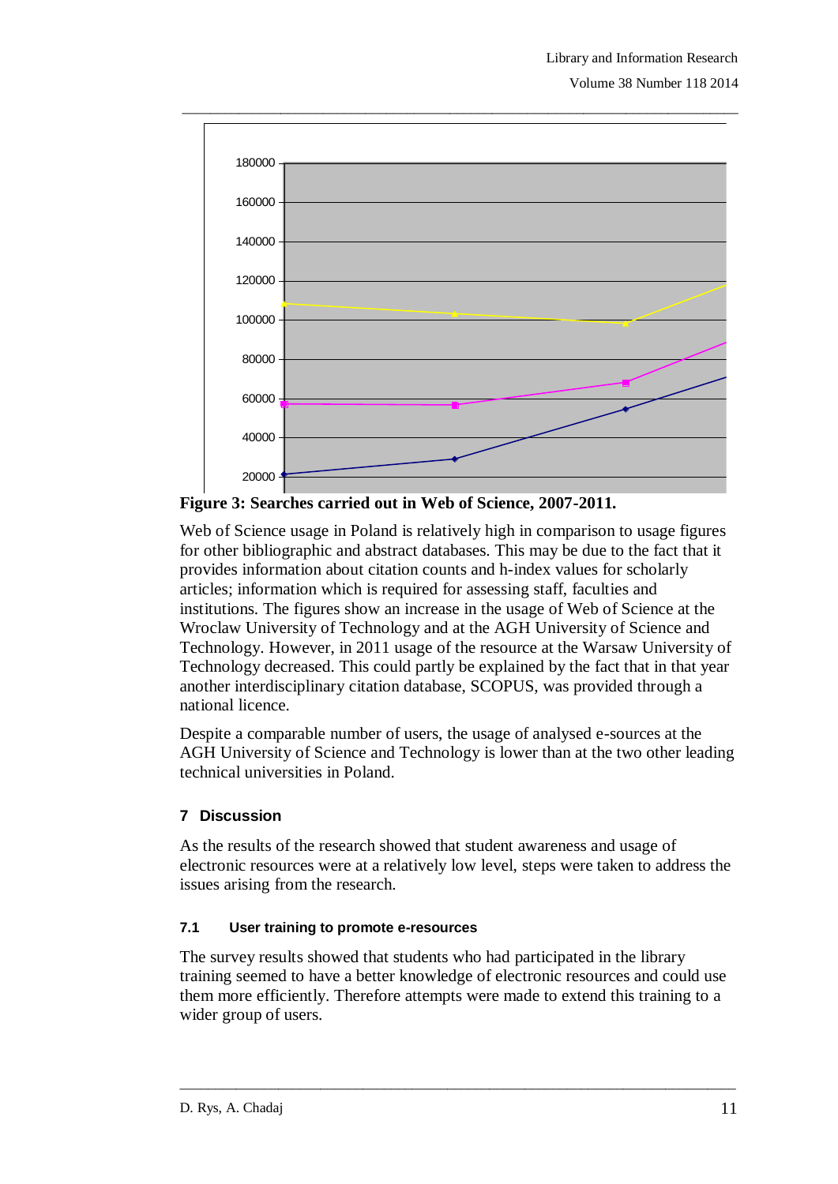Figure 3: Searches carried out in Web of Science, 2007-2011.

Web of Science usage in Poland is relatively high in comparison to usage figures for other bibliographic and abstract databases. This may be due to the fact that it provides information about citation counts and h-index values for scholarly articles; information which is required for assessing staff, faculties and institutions. The figures show an increase in the usage of Web of Science at the Wroclaw University of Technology and at the AGH University of Science and Technology. However, in 2011 usage of the resource at the Warsaw University of Technology decreased. This could partly be explained by the fact that in that year another interdisciplinary citation database, SCOPUS, was provided through a national licence.

Despite a comparable number of users, the usage of analysed e-sources at the AGH University of Science and Technology is lower than at the two other leading technical universities in Poland.

## 7 Discussion

As the results of the research showed that student awareness and usage of electronic resources were at a relatively low level, steps were taken to address the issues arising from the research.

### 7.1 User training to promote e-resources

The survey results showed that students who had participated in the library training seemed to have a better knowledge of electronic resources and could use them more efficiently. Therefore attempts were made to extend this training to a wider group of users.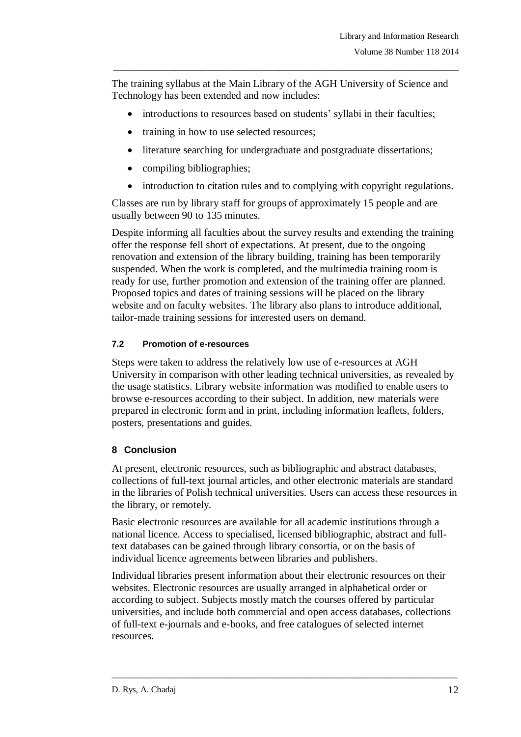The training syllabus at the Main Library of the AGH University of Science and Technology has been extended and now includes:

- introductions to resources based on students' syllabi in their faculties;
- training in how to use selected resources;
- literature searching for undergraduate and postgraduate dissertations;
- compiling bibliographies;
- introduction to citation rules and to complying with copyright regulations.

Classes are run by library staff for groups of approximately 15 people and are usually between 90 to 135 minutes.

Despite informing all faculties about the survey results and extending the training offer the response fell short of expectations. At present, due to the ongoing renovation and extension of the library building, training has been temporarily suspended. When the work is completed, and the multimedia training room is ready for use, further promotion and extension of the training offer are planned. Proposed topics and dates of training sessions will be placed on the library website and on faculty websites. The library also plans to introduce additional, tailor-made training sessions for interested users on demand.

### 7.2 Promotion of e-resources

Steps were taken to address the relatively low use of e-resources at AGH University in comparison with other leading technical universities, as revealed by the usage statistics. Library website information was modified to enable users to browse e-resources according to their subject. In addition, new materials were prepared in electronic form and in print, including information leaflets, folders, posters, presentations and guides.

## 8 Conclusion

At present, electronic resources, such as bibliographic and abstract databases, collections of full-text journal articles, and other electronic materials are standard in the libraries of Polish technical universities. Users can access these resources in the library, or remotely.

Basic electronic resources are available for all academic institutions through a national licence. Access to specialised, licensed bibliographic, abstract and full-text databases can be gained through library consortia, or on the basis of individual licence agreements between libraries and publishers.

Individual libraries present information about their electronic resources on their websites. Electronic resources are usually arranged in alphabetical order or according to subject. Subjects mostly match the courses offered by particular universities, and include both commercial and open access databases, collections of full-text e-journals and e-books, and free catalogues of selected internet resources.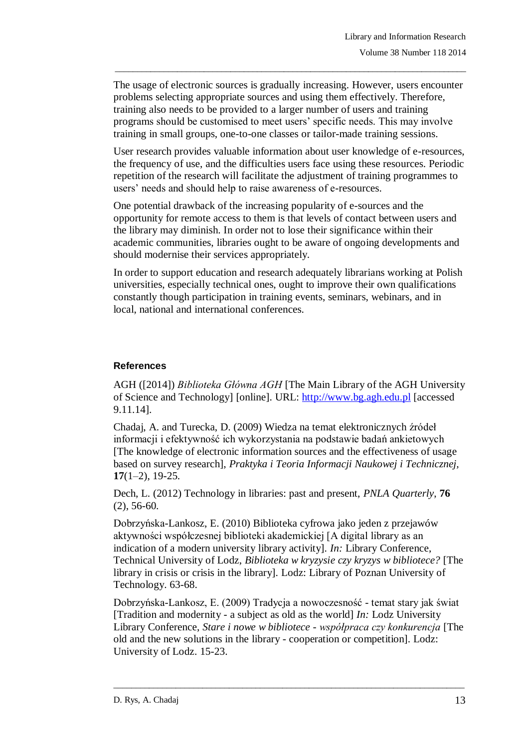The usage of electronic sources is gradually increasing. However, users encounter problems selecting appropriate sources and using them effectively. Therefore, training also needs to be provided to a larger number of users and training programs should be customised to meet users' specific needs. This may involve training in small groups, one-to-one classes or tailor-made training sessions.

User research provides valuable information about user knowledge of e-resources, the frequency of use, and the difficulties users face using these resources. Periodic repetition of the research will facilitate the adjustment of training programmes to users' needs and should help to raise awareness of e-resources.

One potential drawback of the increasing popularity of e-sources and the opportunity for remote access to them is that levels of contact between users and the library may diminish. In order not to lose their significance within their academic communities, libraries ought to be aware of ongoing developments and should modernise their services appropriately.

In order to support education and research adequately librarians working at Polish universities, especially technical ones, ought to improve their own qualifications constantly though participation in training events, seminars, webinars, and in local, national and international conferences.

## References

AGH ([2014]) *Biblioteka Główna AGH* [The Main Library of the AGH University of Science and Technology] [online]. URL: http://www.bg.agh.edu.pl [accessed 9.11.14].

Chadaj, A. and Turecka, D. (2009) Wiedza na temat elektronicznych źródeł informacji i efektywność ich wykorzystania na podstawie badań ankietowych [The knowledge of electronic information sources and the effectiveness of usage based on survey research], *Praktyka i Teoria Informacji Naukowej i Technicznej,* **17**(1–2), 19-25.

Dech, L. (2012) Technology in libraries: past and present, *PNLA Quarterly*, **76** (2), 56-60.

Dobrzyńska-Lankosz, E. (2010) Biblioteka cyfrowa jako jeden z przejawów aktywności współczesnej biblioteki akademickiej [A digital library as an indication of a modern university library activity]. *In:* Library Conference, Technical University of Lodz, *Biblioteka w kryzysie czy kryzys w bibliotece?* [The library in crisis or crisis in the library]. Lodz: Library of Poznan University of Technology. 63-68.

Dobrzyńska-Lankosz, E. (2009) Tradycja a nowoczesność - temat stary jak świat [Tradition and modernity - a subject as old as the world] *In:* Lodz University Library Conference, *Stare i nowe w bibliotece - współpraca czy konkurencja* [The old and the new solutions in the library - cooperation or competition]. Lodz: University of Lodz. 15-23.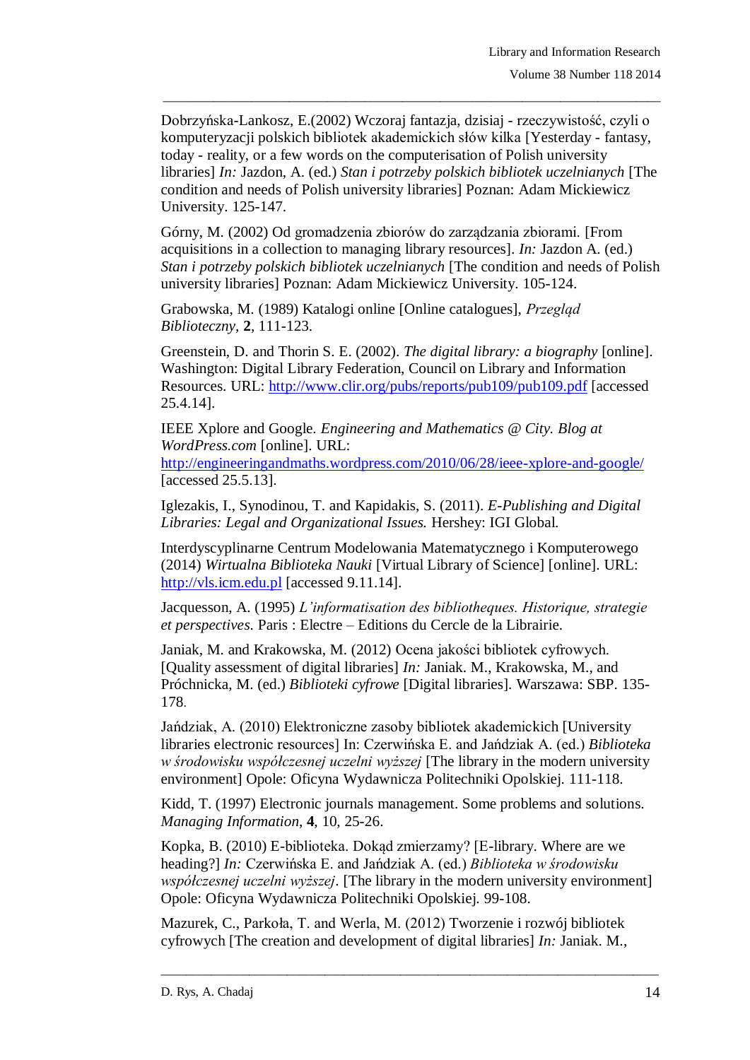Dobrzyńska-Lankosz, E.(2002) Wczoraj fantazja, dzisiaj - rzeczywistość, czyli o komputeryzacji polskich bibliotek akademickich słów kilka [Yesterday - fantasy, today - reality, or a few words on the computerisation of Polish university libraries] *In:* Jazdon, A. (ed.) *Stan i potrzeby polskich bibliotek uczelnianych* [The condition and needs of Polish university libraries] Poznan: Adam Mickiewicz University. 125-147.

Górny, M. (2002) Od gromadzenia zbiorów do zarządzania zbiorami. [From acquisitions in a collection to managing library resources]. *In:* Jazdon A. (ed.) *Stan i potrzeby polskich bibliotek uczelnianych* [The condition and needs of Polish university libraries] Poznan: Adam Mickiewicz University. 105-124.

Grabowska, M. (1989) Katalogi online [Online catalogues], *Przegląd Biblioteczny*, **2**, 111-123.

Greenstein, D. and Thorin S. E. (2002). *The digital library: a biography* [online]. Washington: Digital Library Federation, Council on Library and Information Resources. URL: http://www.clir.org/pubs/reports/pub109/pub109.pdf [accessed 25.4.14].

IEEE Xplore and Google. *Engineering and Mathematics @ City. Blog at WordPress.com* [online]. URL: http://engineeringandmaths.wordpress.com/2010/06/28/ieee-xplore-and-google/ [accessed 25.5.13].

Iglezakis, I., Synodinou, T. and Kapidakis, S. (2011). *E-Publishing and Digital Libraries: Legal and Organizational Issues.* Hershey: IGI Global.

Interdyscyplinarne Centrum Modelowania Matematycznego i Komputerowego (2014) *Wirtualna Biblioteka Nauki* [Virtual Library of Science] [online]. URL: http://vls.icm.edu.pl [accessed 9.11.14].

Jacquesson, A. (1995) *L'informatisation des bibliotheques. Historique, strategie et perspectives.* Paris : Electre – Editions du Cercle de la Librairie.

Janiak, M. and Krakowska, M. (2012) Ocena jakości bibliotek cyfrowych. [Quality assessment of digital libraries] *In:* Janiak. M., Krakowska, M., and Próchnicka, M. (ed.) *Biblioteki cyfrowe* [Digital libraries]. Warszawa: SBP. 135-178.

Jańdziak, A. (2010) Elektroniczne zasoby bibliotek akademickich [University libraries electronic resources] In: Czerwińska E. and Jańdziak A. (ed.) *Biblioteka w środowisku współczesnej uczelni wyższej* [The library in the modern university environment] Opole: Oficyna Wydawnicza Politechniki Opolskiej. 111-118.

Kidd, T. (1997) Electronic journals management. Some problems and solutions. *Managing Information*, **4**, 10, 25-26.

Kopka, B. (2010) E-biblioteka. Dokąd zmierzamy? [E-library. Where are we heading?] *In:* Czerwińska E. and Jańdziak A. (ed.) *Biblioteka w środowisku współczesnej uczelni wyższej*. [The library in the modern university environment] Opole: Oficyna Wydawnicza Politechniki Opolskiej. 99-108.

Mazurek, C., Parkoła, T. and Werla, M. (2012) Tworzenie i rozwój bibliotek cyfrowych [The creation and development of digital libraries] *In:* Janiak. M.,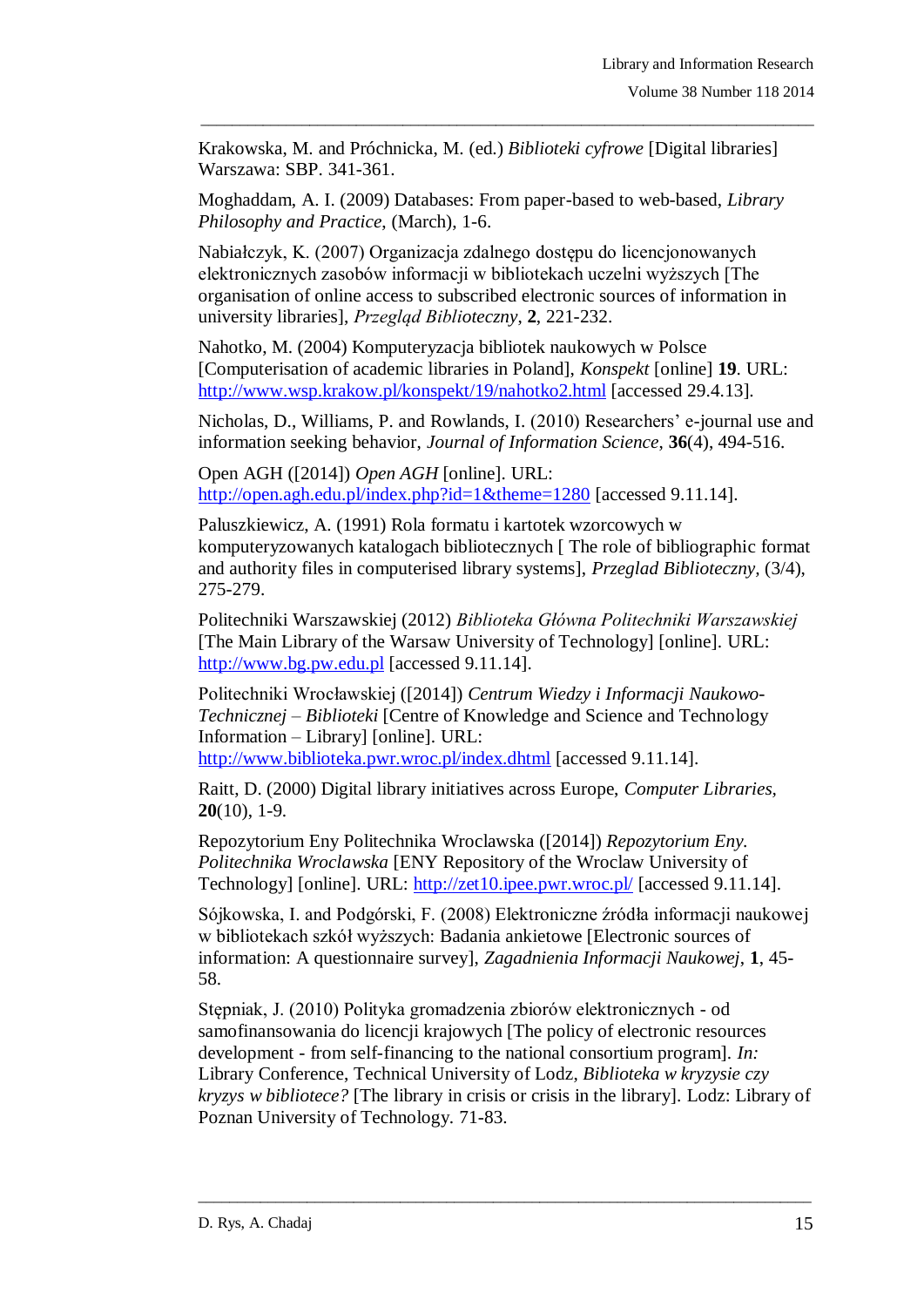Krakowska, M. and Próchnicka, M. (ed.) *Biblioteki cyfrowe* [Digital libraries] Warszawa: SBP. 341-361.

Moghaddam, A. I. (2009) Databases: From paper-based to web-based, *Library Philosophy and Practice*, (March), 1-6.

Nabiałczyk, K. (2007) Organizacja zdalnego dostępu do licencjonowanych elektronicznych zasobów informacji w bibliotekach uczelni wyższych [The organisation of online access to subscribed electronic sources of information in university libraries], *Przegląd Biblioteczny*, **2**, 221-232.

Nahotko, M. (2004) Komputeryzacja bibliotek naukowych w Polsce [Computerisation of academic libraries in Poland], *Konspekt* [online] **19**. URL: http://www.wsp.krakow.pl/konspekt/19/nahotko2.html [accessed 29.4.13].

Nicholas, D., Williams, P. and Rowlands, I. (2010) Researchers' e-journal use and information seeking behavior, *Journal of Information Science*, **36**(4), 494-516.

Open AGH ([2014]) *Open AGH* [online]. URL: http://open.agh.edu.pl/index.php?id=1&theme=1280 [accessed 9.11.14].

Paluszkiewicz, A. (1991) Rola formatu i kartotek wzorcowych w komputeryzowanych katalogach bibliotecznych [ The role of bibliographic format and authority files in computerised library systems], *Przeglad Biblioteczny*, (3/4), 275-279.

Politechniki Warszawskiej (2012) *Biblioteka Główna Politechniki Warszawskiej* [The Main Library of the Warsaw University of Technology] [online]. URL: http://www.bg.pw.edu.pl [accessed 9.11.14].

Politechniki Wrocławskiej ([2014]) *Centrum Wiedzy i Informacji Naukowo-Technicznej – Biblioteki* [Centre of Knowledge and Science and Technology Information – Library] [online]. URL: http://www.biblioteka.pwr.wroc.pl/index.dhtml [accessed 9.11.14].

Raitt, D. (2000) Digital library initiatives across Europe, *Computer Libraries*, **20**(10), 1-9.

Repozytorium Eny Politechnika Wroclawska ([2014]) *Repozytorium Eny. Politechnika Wroclawska* [ENY Repository of the Wroclaw University of Technology] [online]. URL: http://zet10.ipee.pwr.wroc.pl/ [accessed 9.11.14].

Sójkowska, I. and Podgórski, F. (2008) Elektroniczne źródła informacji naukowej w bibliotekach szkół wyższych: Badania ankietowe [Electronic sources of information: A questionnaire survey], *Zagadnienia Informacji Naukowej*, **1**, 45-58.

Stępniak, J. (2010) Polityka gromadzenia zbiorów elektronicznych - od samofinansowania do licencji krajowych [The policy of electronic resources development - from self-financing to the national consortium program]. *In:* Library Conference, Technical University of Lodz, *Biblioteka w kryzysie czy kryzys w bibliotece?* [The library in crisis or crisis in the library]. Lodz: Library of Poznan University of Technology. 71-83.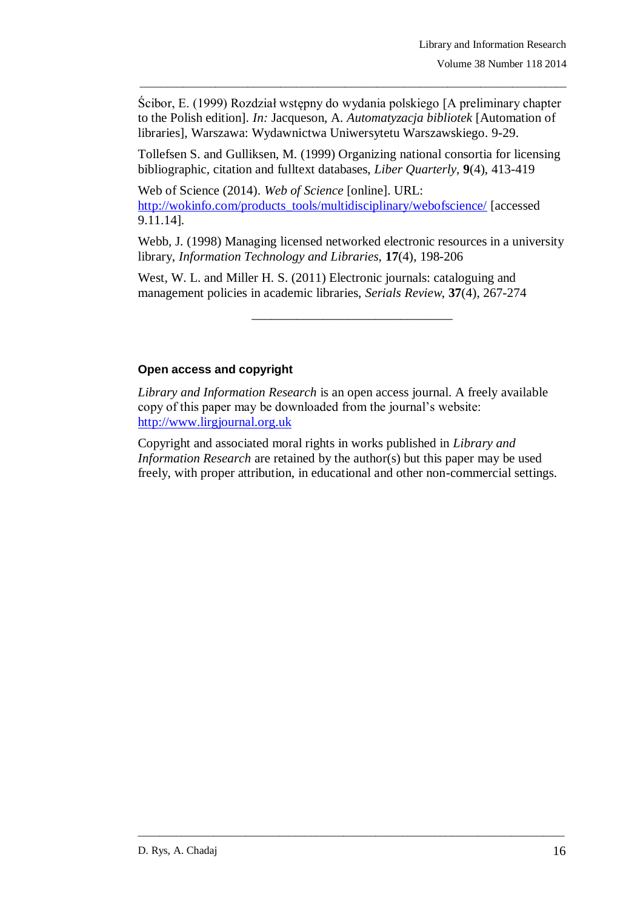Ścibor, E. (1999) Rozdział wstępny do wydania polskiego [A preliminary chapter to the Polish edition]. *In:* Jacqueson, A. *Automatyzacja bibliotek* [Automation of libraries], Warszawa: Wydawnictwa Uniwersytetu Warszawskiego. 9-29.

Tollefsen S. and Gulliksen, M. (1999) Organizing national consortia for licensing bibliographic, citation and fulltext databases, *Liber Quarterly*, **9**(4), 413-419

Web of Science (2014). *Web of Science* [online]. URL: http://wokinfo.com/products_tools/multidisciplinary/webofscience/ [accessed 9.11.14].

Webb, J. (1998) Managing licensed networked electronic resources in a university library, *Information Technology and Libraries*, **17**(4), 198-206

West, W. L. and Miller H. S. (2011) Electronic journals: cataloguing and management policies in academic libraries, *Serials Review*, **37**(4), 267-274

---

### Open access and copyright

*Library and Information Research* is an open access journal. A freely available copy of this paper may be downloaded from the journal's website: http://www.lirgjournal.org.uk

Copyright and associated moral rights in works published in *Library and Information Research* are retained by the author(s) but this paper may be used freely, with proper attribution, in educational and other non-commercial settings.